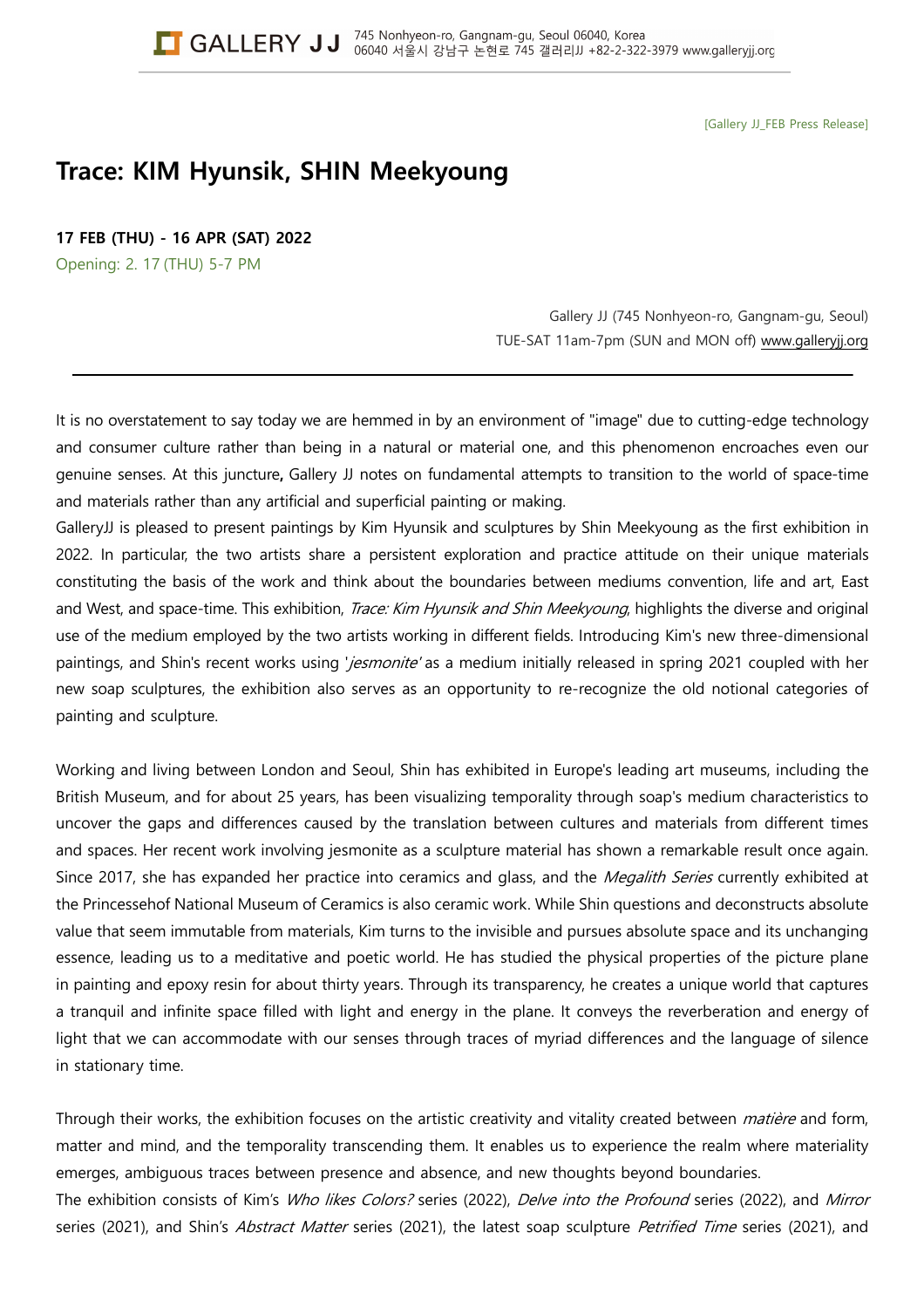[Gallery JJ_FEB Press Release]

# Trace: KIM Hyunsik, SHIN Meekyoung

**17 FEB (THU) - 16 APR (SAT) 2022**

Opening: 2. 17 (THU) 5-7 PM

Gallery JJ (745 Nonhyeon-ro, Gangnam-gu, Seoul)
TUE-SAT 11am-7pm (SUN and MON off) www.galleryjj.org

---

It is no overstatement to say today we are hemmed in by an environment of "image" due to cutting-edge technology and consumer culture rather than being in a natural or material one, and this phenomenon encroaches even our genuine senses. At this juncture**,** Gallery JJ notes on fundamental attempts to transition to the world of space-time and materials rather than any artificial and superficial painting or making.

GalleryJJ is pleased to present paintings by Kim Hyunsik and sculptures by Shin Meekyoung as the first exhibition in 2022. In particular, the two artists share a persistent exploration and practice attitude on their unique materials constituting the basis of the work and think about the boundaries between mediums convention, life and art, East and West, and space-time. This exhibition, *Trace: Kim Hyunsik and Shin Meekyoung*, highlights the diverse and original use of the medium employed by the two artists working in different fields. Introducing Kim's new three-dimensional paintings, and Shin's recent works using '*jesmonite'* as a medium initially released in spring 2021 coupled with her new soap sculptures, the exhibition also serves as an opportunity to re-recognize the old notional categories of painting and sculpture.

Working and living between London and Seoul, Shin has exhibited in Europe's leading art museums, including the British Museum, and for about 25 years, has been visualizing temporality through soap's medium characteristics to uncover the gaps and differences caused by the translation between cultures and materials from different times and spaces. Her recent work involving jesmonite as a sculpture material has shown a remarkable result once again. Since 2017, she has expanded her practice into ceramics and glass, and the *Megalith Series* currently exhibited at the Princessehof National Museum of Ceramics is also ceramic work. While Shin questions and deconstructs absolute value that seem immutable from materials, Kim turns to the invisible and pursues absolute space and its unchanging essence, leading us to a meditative and poetic world. He has studied the physical properties of the picture plane in painting and epoxy resin for about thirty years. Through its transparency, he creates a unique world that captures a tranquil and infinite space filled with light and energy in the plane. It conveys the reverberation and energy of light that we can accommodate with our senses through traces of myriad differences and the language of silence in stationary time.

Through their works, the exhibition focuses on the artistic creativity and vitality created between *matière* and form, matter and mind, and the temporality transcending them. It enables us to experience the realm where materiality emerges, ambiguous traces between presence and absence, and new thoughts beyond boundaries.

The exhibition consists of Kim's *Who likes Colors?* series (2022), *Delve into the Profound* series (2022), and *Mirror* series (2021), and Shin's *Abstract Matter* series (2021), the latest soap sculpture *Petrified Time* series (2021), and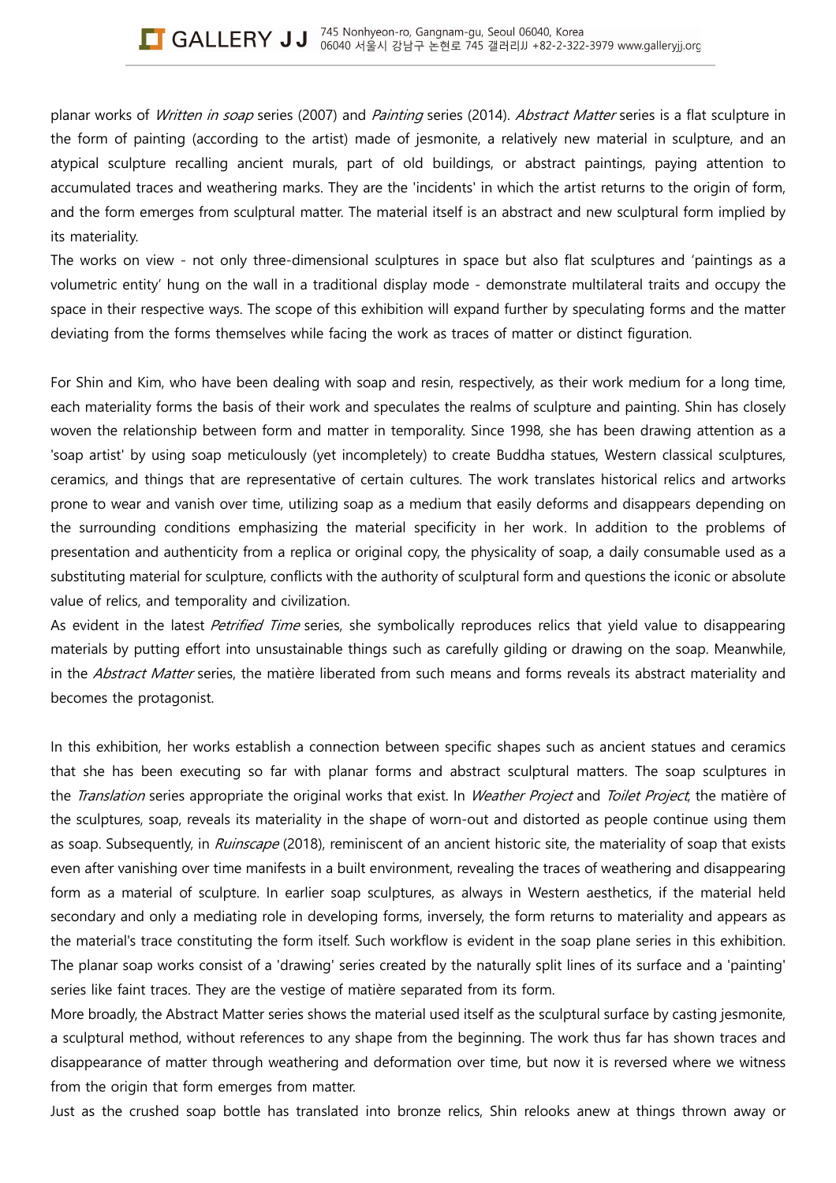planar works of *Written in soap* series (2007) and *Painting* series (2014). *Abstract Matter* series is a flat sculpture in the form of painting (according to the artist) made of jesmonite, a relatively new material in sculpture, and an atypical sculpture recalling ancient murals, part of old buildings, or abstract paintings, paying attention to accumulated traces and weathering marks. They are the 'incidents' in which the artist returns to the origin of form, and the form emerges from sculptural matter. The material itself is an abstract and new sculptural form implied by its materiality.

The works on view - not only three-dimensional sculptures in space but also flat sculptures and 'paintings as a volumetric entity' hung on the wall in a traditional display mode - demonstrate multilateral traits and occupy the space in their respective ways. The scope of this exhibition will expand further by speculating forms and the matter deviating from the forms themselves while facing the work as traces of matter or distinct figuration.

For Shin and Kim, who have been dealing with soap and resin, respectively, as their work medium for a long time, each materiality forms the basis of their work and speculates the realms of sculpture and painting. Shin has closely woven the relationship between form and matter in temporality. Since 1998, she has been drawing attention as a 'soap artist' by using soap meticulously (yet incompletely) to create Buddha statues, Western classical sculptures, ceramics, and things that are representative of certain cultures. The work translates historical relics and artworks prone to wear and vanish over time, utilizing soap as a medium that easily deforms and disappears depending on the surrounding conditions emphasizing the material specificity in her work. In addition to the problems of presentation and authenticity from a replica or original copy, the physicality of soap, a daily consumable used as a substituting material for sculpture, conflicts with the authority of sculptural form and questions the iconic or absolute value of relics, and temporality and civilization.

As evident in the latest *Petrified Time* series, she symbolically reproduces relics that yield value to disappearing materials by putting effort into unsustainable things such as carefully gilding or drawing on the soap. Meanwhile, in the *Abstract Matter* series, the matière liberated from such means and forms reveals its abstract materiality and becomes the protagonist.

In this exhibition, her works establish a connection between specific shapes such as ancient statues and ceramics that she has been executing so far with planar forms and abstract sculptural matters. The soap sculptures in the *Translation* series appropriate the original works that exist. In *Weather Project* and *Toilet Project*, the matière of the sculptures, soap, reveals its materiality in the shape of worn-out and distorted as people continue using them as soap. Subsequently, in *Ruinscape* (2018), reminiscent of an ancient historic site, the materiality of soap that exists even after vanishing over time manifests in a built environment, revealing the traces of weathering and disappearing form as a material of sculpture. In earlier soap sculptures, as always in Western aesthetics, if the material held secondary and only a mediating role in developing forms, inversely, the form returns to materiality and appears as the material's trace constituting the form itself. Such workflow is evident in the soap plane series in this exhibition. The planar soap works consist of a 'drawing' series created by the naturally split lines of its surface and a 'painting' series like faint traces. They are the vestige of matière separated from its form.

More broadly, the Abstract Matter series shows the material used itself as the sculptural surface by casting jesmonite, a sculptural method, without references to any shape from the beginning. The work thus far has shown traces and disappearance of matter through weathering and deformation over time, but now it is reversed where we witness from the origin that form emerges from matter.

Just as the crushed soap bottle has translated into bronze relics, Shin relooks anew at things thrown away or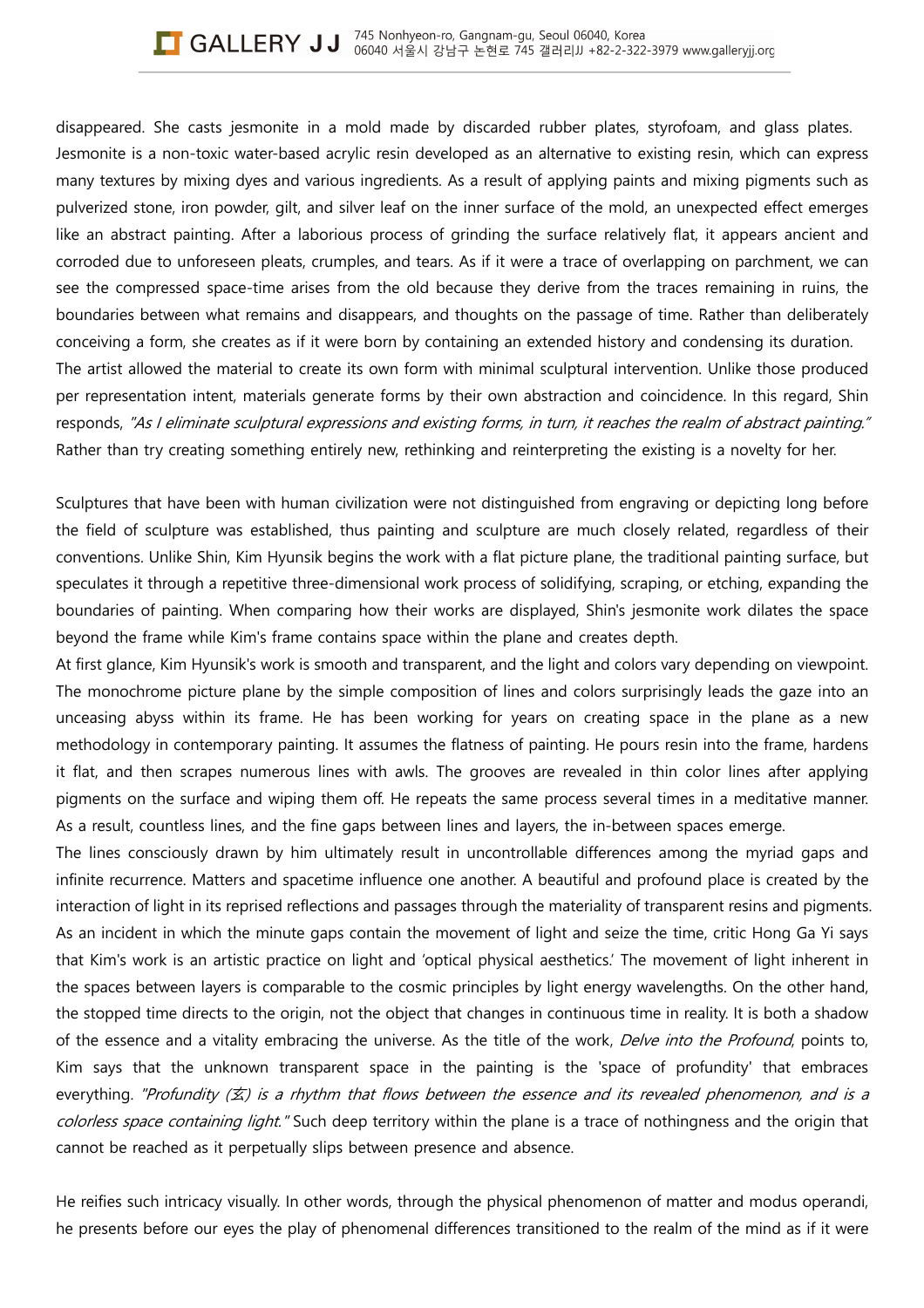disappeared. She casts jesmonite in a mold made by discarded rubber plates, styrofoam, and glass plates. Jesmonite is a non-toxic water-based acrylic resin developed as an alternative to existing resin, which can express many textures by mixing dyes and various ingredients. As a result of applying paints and mixing pigments such as pulverized stone, iron powder, gilt, and silver leaf on the inner surface of the mold, an unexpected effect emerges like an abstract painting. After a laborious process of grinding the surface relatively flat, it appears ancient and corroded due to unforeseen pleats, crumples, and tears. As if it were a trace of overlapping on parchment, we can see the compressed space-time arises from the old because they derive from the traces remaining in ruins, the boundaries between what remains and disappears, and thoughts on the passage of time. Rather than deliberately conceiving a form, she creates as if it were born by containing an extended history and condensing its duration.
The artist allowed the material to create its own form with minimal sculptural intervention. Unlike those produced per representation intent, materials generate forms by their own abstraction and coincidence. In this regard, Shin responds, *"As I eliminate sculptural expressions and existing forms, in turn, it reaches the realm of abstract painting."* Rather than try creating something entirely new, rethinking and reinterpreting the existing is a novelty for her.

Sculptures that have been with human civilization were not distinguished from engraving or depicting long before the field of sculpture was established, thus painting and sculpture are much closely related, regardless of their conventions. Unlike Shin, Kim Hyunsik begins the work with a flat picture plane, the traditional painting surface, but speculates it through a repetitive three-dimensional work process of solidifying, scraping, or etching, expanding the boundaries of painting. When comparing how their works are displayed, Shin's jesmonite work dilates the space beyond the frame while Kim's frame contains space within the plane and creates depth.
At first glance, Kim Hyunsik's work is smooth and transparent, and the light and colors vary depending on viewpoint. The monochrome picture plane by the simple composition of lines and colors surprisingly leads the gaze into an unceasing abyss within its frame. He has been working for years on creating space in the plane as a new methodology in contemporary painting. It assumes the flatness of painting. He pours resin into the frame, hardens it flat, and then scrapes numerous lines with awls. The grooves are revealed in thin color lines after applying pigments on the surface and wiping them off. He repeats the same process several times in a meditative manner. As a result, countless lines, and the fine gaps between lines and layers, the in-between spaces emerge.
The lines consciously drawn by him ultimately result in uncontrollable differences among the myriad gaps and infinite recurrence. Matters and spacetime influence one another. A beautiful and profound place is created by the interaction of light in its reprised reflections and passages through the materiality of transparent resins and pigments. As an incident in which the minute gaps contain the movement of light and seize the time, critic Hong Ga Yi says that Kim's work is an artistic practice on light and 'optical physical aesthetics.' The movement of light inherent in the spaces between layers is comparable to the cosmic principles by light energy wavelengths. On the other hand, the stopped time directs to the origin, not the object that changes in continuous time in reality. It is both a shadow of the essence and a vitality embracing the universe. As the title of the work, *Delve into the Profound*, points to, Kim says that the unknown transparent space in the painting is the 'space of profundity' that embraces everything. *"Profundity (玄) is a rhythm that flows between the essence and its revealed phenomenon, and is a colorless space containing light."* Such deep territory within the plane is a trace of nothingness and the origin that cannot be reached as it perpetually slips between presence and absence.

He reifies such intricacy visually. In other words, through the physical phenomenon of matter and modus operandi, he presents before our eyes the play of phenomenal differences transitioned to the realm of the mind as if it were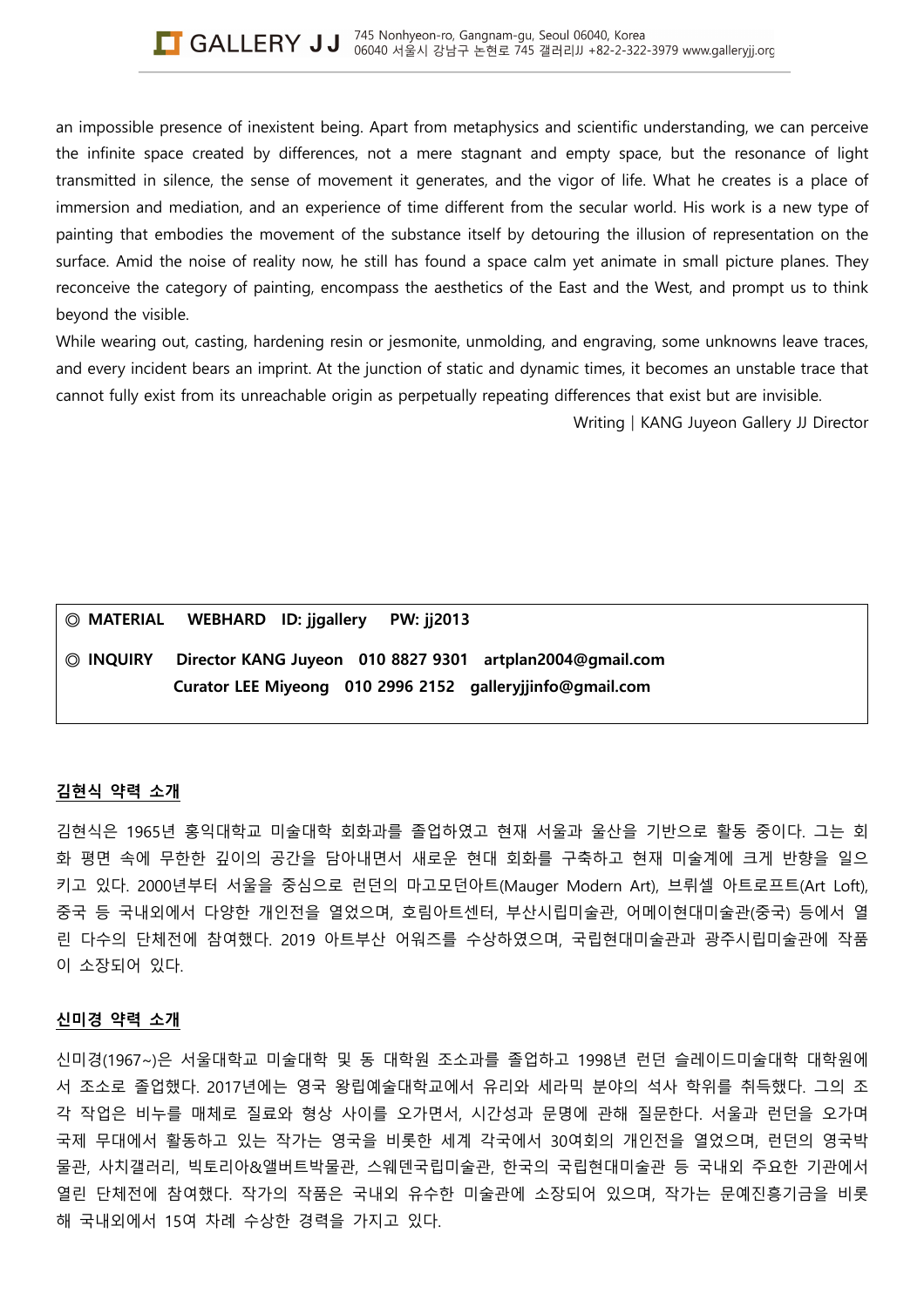an impossible presence of inexistent being. Apart from metaphysics and scientific understanding, we can perceive the infinite space created by differences, not a mere stagnant and empty space, but the resonance of light transmitted in silence, the sense of movement it generates, and the vigor of life. What he creates is a place of immersion and mediation, and an experience of time different from the secular world. His work is a new type of painting that embodies the movement of the substance itself by detouring the illusion of representation on the surface. Amid the noise of reality now, he still has found a space calm yet animate in small picture planes. They reconceive the category of painting, encompass the aesthetics of the East and the West, and prompt us to think beyond the visible.

While wearing out, casting, hardening resin or jesmonite, unmolding, and engraving, some unknowns leave traces, and every incident bears an imprint. At the junction of static and dynamic times, it becomes an unstable trace that cannot fully exist from its unreachable origin as perpetually repeating differences that exist but are invisible.

Writing | KANG Juyeon Gallery JJ Director

◎ **MATERIAL　WEBHARD　ID: jjgallery　PW: jj2013**

◎ **INQUIRY　Director KANG Juyeon　010 8827 9301　artplan2004@gmail.com**
**Curator LEE Miyeong　010 2996 2152　galleryjjinfo@gmail.com**

## 김현식 약력 소개

김현식은 1965년 홍익대학교 미술대학 회화과를 졸업하였고 현재 서울과 울산을 기반으로 활동 중이다. 그는 회화 평면 속에 무한한 깊이의 공간을 담아내면서 새로운 현대 회화를 구축하고 현재 미술계에 크게 반향을 일으키고 있다. 2000년부터 서울을 중심으로 런던의 마고모던아트(Mauger Modern Art), 브뤼셀 아트로프트(Art Loft), 중국 등 국내외에서 다양한 개인전을 열었으며, 호림아트센터, 부산시립미술관, 어메이현대미술관(중국) 등에서 열린 다수의 단체전에 참여했다. 2019 아트부산 어워즈를 수상하였으며, 국립현대미술관과 광주시립미술관에 작품이 소장되어 있다.

## 신미경 약력 소개

신미경(1967~)은 서울대학교 미술대학 및 동 대학원 조소과를 졸업하고 1998년 런던 슬레이드미술대학 대학원에서 조소로 졸업했다. 2017년에는 영국 왕립예술대학교에서 유리와 세라믹 분야의 석사 학위를 취득했다. 그의 조각 작업은 비누를 매체로 질료와 형상 사이를 오가면서, 시간성과 문명에 관해 질문한다. 서울과 런던을 오가며 국제 무대에서 활동하고 있는 작가는 영국을 비롯한 세계 각국에서 30여회의 개인전을 열었으며, 런던의 영국박물관, 사치갤러리, 빅토리아&앨버트박물관, 스웨덴국립미술관, 한국의 국립현대미술관 등 국내외 주요한 기관에서 열린 단체전에 참여했다. 작가의 작품은 국내외 유수한 미술관에 소장되어 있으며, 작가는 문예진흥기금을 비롯해 국내외에서 15여 차례 수상한 경력을 가지고 있다.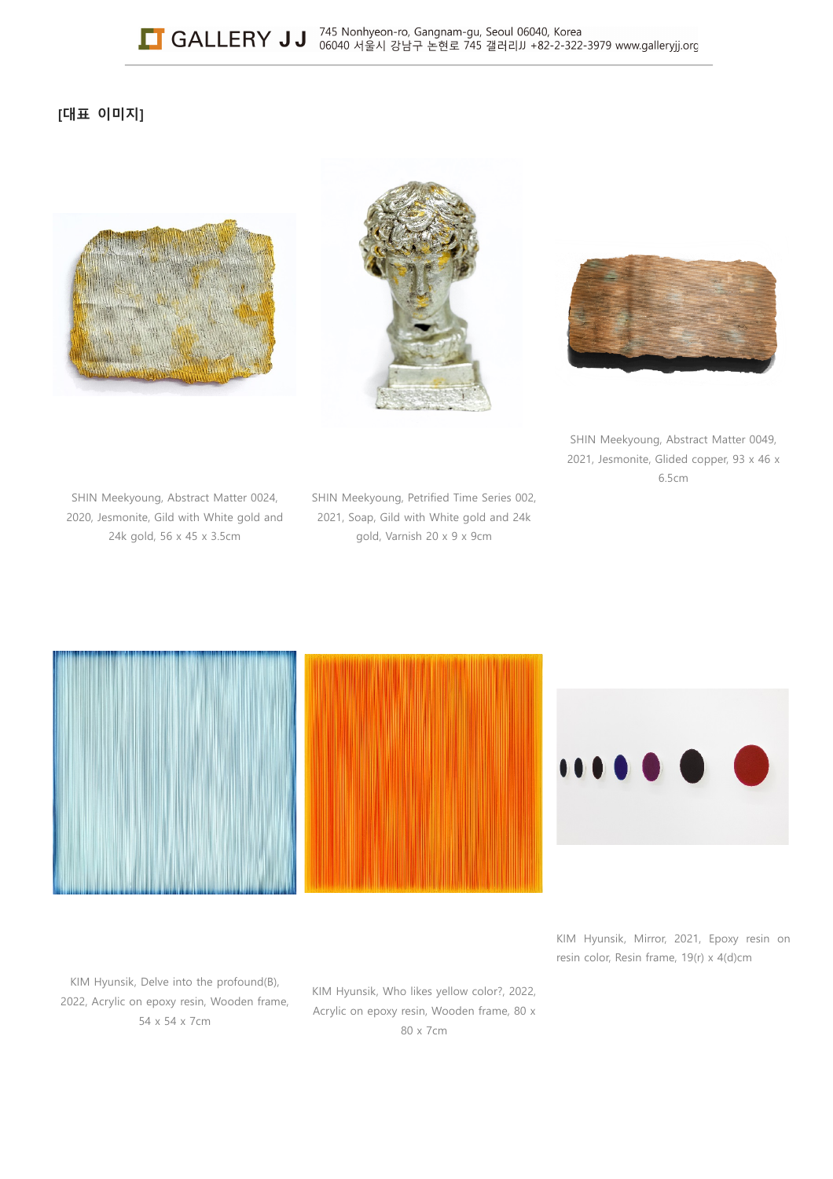**[대표 이미지]**

SHIN Meekyoung, Abstract Matter 0024, 2020, Jesmonite, Gild with White gold and 24k gold, 56 x 45 x 3.5cm

SHIN Meekyoung, Petrified Time Series 002, 2021, Soap, Gild with White gold and 24k gold, Varnish 20 x 9 x 9cm

SHIN Meekyoung, Abstract Matter 0049, 2021, Jesmonite, Glided copper, 93 x 46 x 6.5cm

KIM Hyunsik, Delve into the profound(B), 2022, Acrylic on epoxy resin, Wooden frame, 54 x 54 x 7cm

KIM Hyunsik, Who likes yellow color?, 2022, Acrylic on epoxy resin, Wooden frame, 80 x 80 x 7cm

KIM Hyunsik, Mirror, 2021, Epoxy resin on resin color, Resin frame, 19(r) x 4(d)cm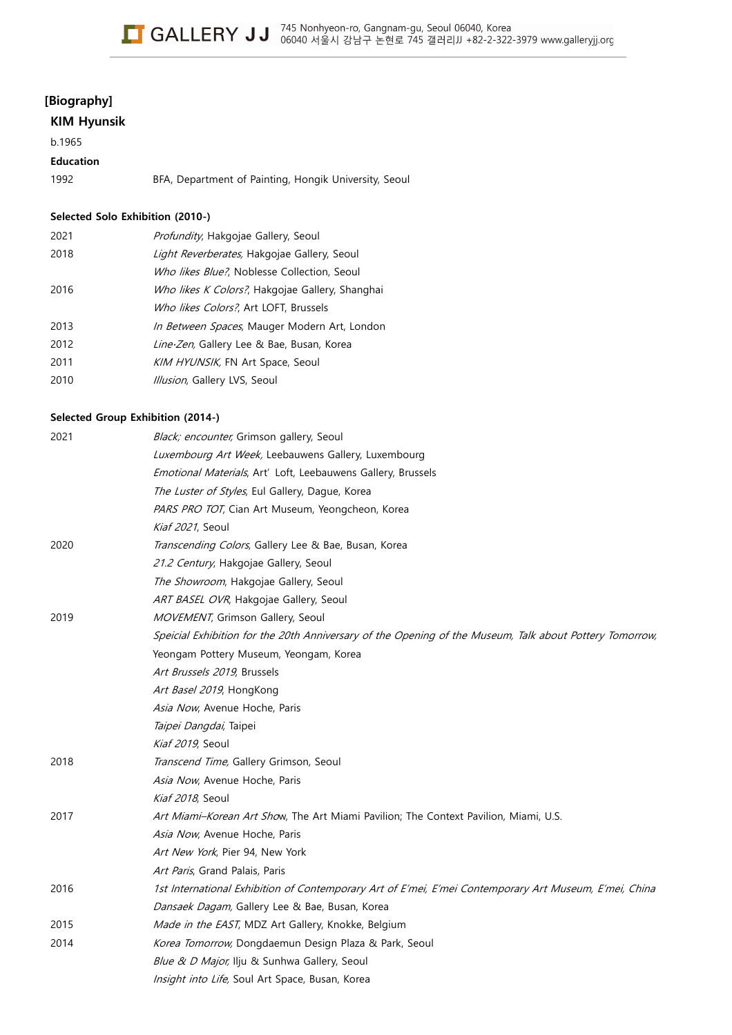## [Biography]

### KIM Hyunsik

b.1965

**Education**

1992 BFA, Department of Painting, Hongik University, Seoul

**Selected Solo Exhibition (2010-)**

| | |
|---|---|
| 2021 | *Profundity*, Hakgojae Gallery, Seoul |
| 2018 | *Light Reverberates*, Hakgojae Gallery, Seoul |
| | *Who likes Blue?*, Noblesse Collection, Seoul |
| 2016 | *Who likes K Colors?*, Hakgojae Gallery, Shanghai |
| | *Who likes Colors?*, Art LOFT, Brussels |
| 2013 | *In Between Spaces*, Mauger Modern Art, London |
| 2012 | *Line-Zen*, Gallery Lee & Bae, Busan, Korea |
| 2011 | *KIM HYUNSIK*, FN Art Space, Seoul |
| 2010 | *Illusion*, Gallery LVS, Seoul |

**Selected Group Exhibition (2014-)**

| | |
|---|---|
| 2021 | *Black; encounter*, Grimson gallery, Seoul |
| | *Luxembourg Art Week*, Leebauwens Gallery, Luxembourg |
| | *Emotional Materials*, Art' Loft, Leebauwens Gallery, Brussels |
| | *The Luster of Styles*, Eul Gallery, Dague, Korea |
| | *PARS PRO TOT*, Cian Art Museum, Yeongcheon, Korea |
| | *Kiaf 2021*, Seoul |
| 2020 | *Transcending Colors*, Gallery Lee & Bae, Busan, Korea |
| | *21.2 Century*, Hakgojae Gallery, Seoul |
| | *The Showroom*, Hakgojae Gallery, Seoul |
| | *ART BASEL OVR*, Hakgojae Gallery, Seoul |
| 2019 | *MOVEMENT*, Grimson Gallery, Seoul |
| | *Speicial Exhibition for the 20th Anniversary of the Opening of the Museum, Talk about Pottery Tomorrow*, Yeongam Pottery Museum, Yeongam, Korea |
| | *Art Brussels 2019*, Brussels |
| | *Art Basel 2019*, HongKong |
| | *Asia Now*, Avenue Hoche, Paris |
| | *Taipei Dangdai*, Taipei |
| | *Kiaf 2019*, Seoul |
| 2018 | *Transcend Time*, Gallery Grimson, Seoul |
| | *Asia Now*, Avenue Hoche, Paris |
| | *Kiaf 2018*, Seoul |
| 2017 | *Art Miami–Korean Art Show*, The Art Miami Pavilion; The Context Pavilion, Miami, U.S. |
| | *Asia Now*, Avenue Hoche, Paris |
| | *Art New York*, Pier 94, New York |
| | *Art Paris*, Grand Palais, Paris |
| 2016 | *1st International Exhibition of Contemporary Art of E'mei, E'mei Contemporary Art Museum, E'mei, China* |
| | *Dansaek Dagam*, Gallery Lee & Bae, Busan, Korea |
| 2015 | *Made in the EAST*, MDZ Art Gallery, Knokke, Belgium |
| 2014 | *Korea Tomorrow*, Dongdaemun Design Plaza & Park, Seoul |
| | *Blue & D Major*, Ilju & Sunhwa Gallery, Seoul |
| | *Insight into Life*, Soul Art Space, Busan, Korea |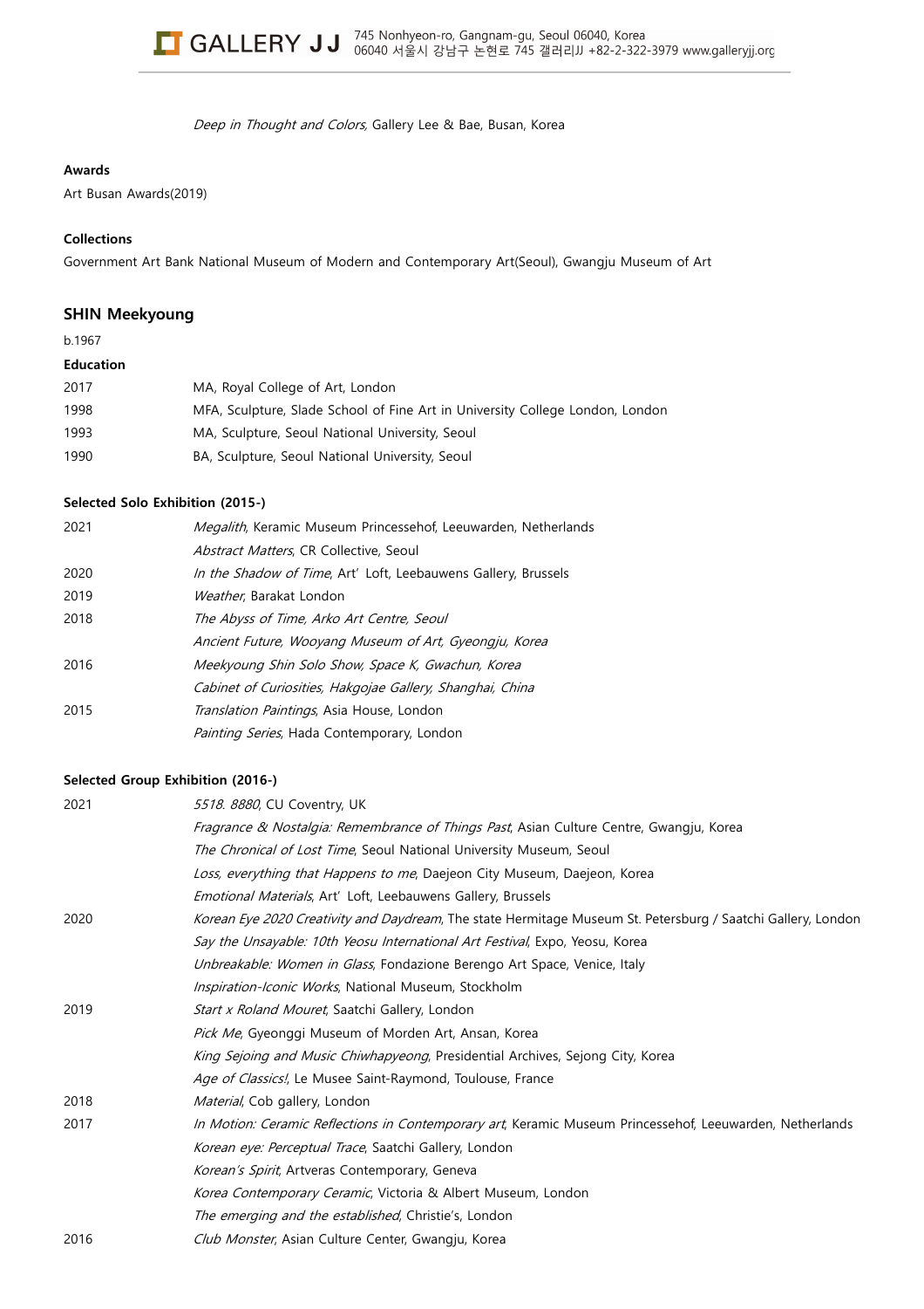*Deep in Thought and Colors,* Gallery Lee & Bae, Busan, Korea

**Awards**

Art Busan Awards(2019)

**Collections**

Government Art Bank National Museum of Modern and Contemporary Art(Seoul), Gwangju Museum of Art

## SHIN Meekyoung

b.1967

**Education**

| | |
|---|---|
| 2017 | MA, Royal College of Art, London |
| 1998 | MFA, Sculpture, Slade School of Fine Art in University College London, London |
| 1993 | MA, Sculpture, Seoul National University, Seoul |
| 1990 | BA, Sculpture, Seoul National University, Seoul |

**Selected Solo Exhibition (2015-)**

| | |
|---|---|
| 2021 | *Megalith*, Keramic Museum Princessehof, Leeuwarden, Netherlands |
| | *Abstract Matters*, CR Collective, Seoul |
| 2020 | *In the Shadow of Time*, Art' Loft, Leebauwens Gallery, Brussels |
| 2019 | *Weather*, Barakat London |
| 2018 | *The Abyss of Time, Arko Art Centre, Seoul* |
| | *Ancient Future, Wooyang Museum of Art, Gyeongju, Korea* |
| 2016 | *Meekyoung Shin Solo Show, Space K, Gwachun, Korea* |
| | *Cabinet of Curiosities, Hakgojae Gallery, Shanghai, China* |
| 2015 | *Translation Paintings*, Asia House, London |
| | *Painting Series*, Hada Contemporary, London |

**Selected Group Exhibition (2016-)**

| | |
|---|---|
| 2021 | *5518. 8880*, CU Coventry, UK |
| | *Fragrance & Nostalgia: Remembrance of Things Past*, Asian Culture Centre, Gwangju, Korea |
| | *The Chronical of Lost Time*, Seoul National University Museum, Seoul |
| | *Loss, everything that Happens to me*, Daejeon City Museum, Daejeon, Korea |
| | *Emotional Materials*, Art' Loft, Leebauwens Gallery, Brussels |
| 2020 | *Korean Eye 2020 Creativity and Daydream*, The state Hermitage Museum St. Petersburg / Saatchi Gallery, London |
| | *Say the Unsayable: 10th Yeosu International Art Festival*, Expo, Yeosu, Korea |
| | *Unbreakable: Women in Glass*, Fondazione Berengo Art Space, Venice, Italy |
| | *Inspiration-Iconic Works*, National Museum, Stockholm |
| 2019 | *Start x Roland Mouret*, Saatchi Gallery, London |
| | *Pick Me*, Gyeonggi Museum of Morden Art, Ansan, Korea |
| | *King Sejoing and Music Chiwhapyeong*, Presidential Archives, Sejong City, Korea |
| | *Age of Classics!*, Le Musee Saint-Raymond, Toulouse, France |
| 2018 | *Material*, Cob gallery, London |
| 2017 | *In Motion: Ceramic Reflections in Contemporary art*, Keramic Museum Princessehof, Leeuwarden, Netherlands |
| | *Korean eye: Perceptual Trace*, Saatchi Gallery, London |
| | *Korean's Spirit*, Artveras Contemporary, Geneva |
| | *Korea Contemporary Ceramic*, Victoria & Albert Museum, London |
| | *The emerging and the established*, Christie's, London |
| 2016 | *Club Monster*, Asian Culture Center, Gwangju, Korea |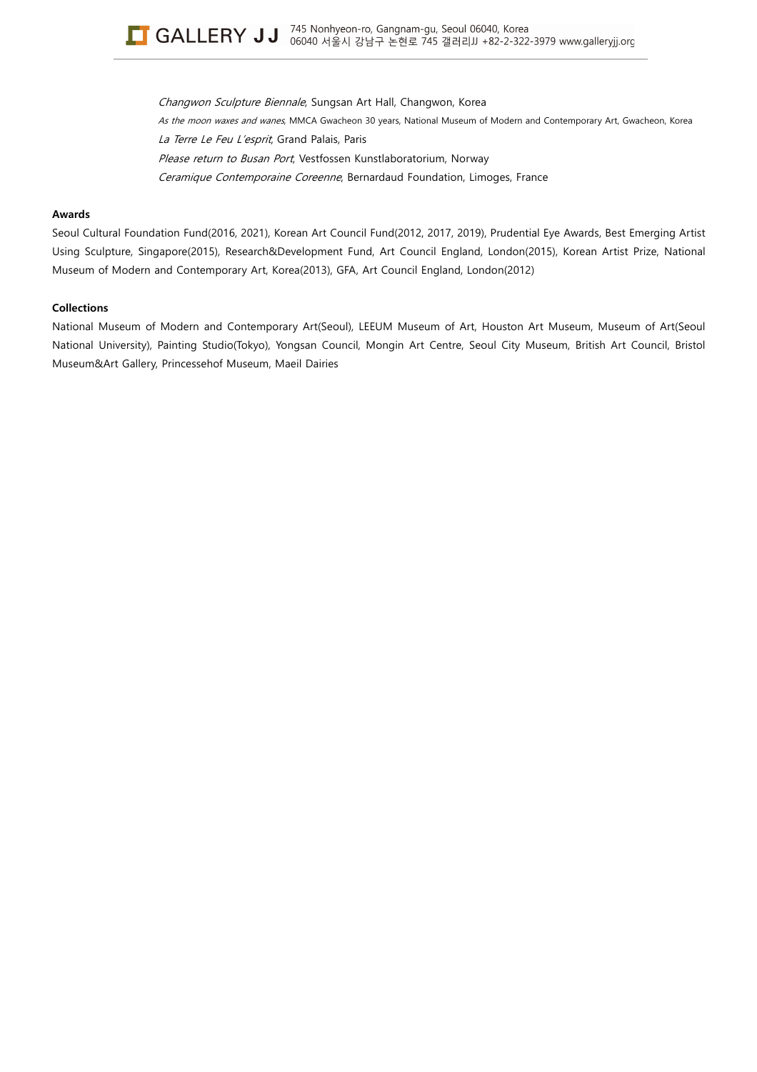*Changwon Sculpture Biennale*, Sungsan Art Hall, Changwon, Korea
*As the moon waxes and wanes*, MMCA Gwacheon 30 years, National Museum of Modern and Contemporary Art, Gwacheon, Korea
*La Terre Le Feu L'esprit*, Grand Palais, Paris
*Please return to Busan Port*, Vestfossen Kunstlaboratorium, Norway
*Ceramique Contemporaine Coreenne*, Bernardaud Foundation, Limoges, France

**Awards**

Seoul Cultural Foundation Fund(2016, 2021), Korean Art Council Fund(2012, 2017, 2019), Prudential Eye Awards, Best Emerging Artist Using Sculpture, Singapore(2015), Research&Development Fund, Art Council England, London(2015), Korean Artist Prize, National Museum of Modern and Contemporary Art, Korea(2013), GFA, Art Council England, London(2012)

**Collections**

National Museum of Modern and Contemporary Art(Seoul), LEEUM Museum of Art, Houston Art Museum, Museum of Art(Seoul National University), Painting Studio(Tokyo), Yongsan Council, Mongin Art Centre, Seoul City Museum, British Art Council, Bristol Museum&Art Gallery, Princessehof Museum, Maeil Dairies